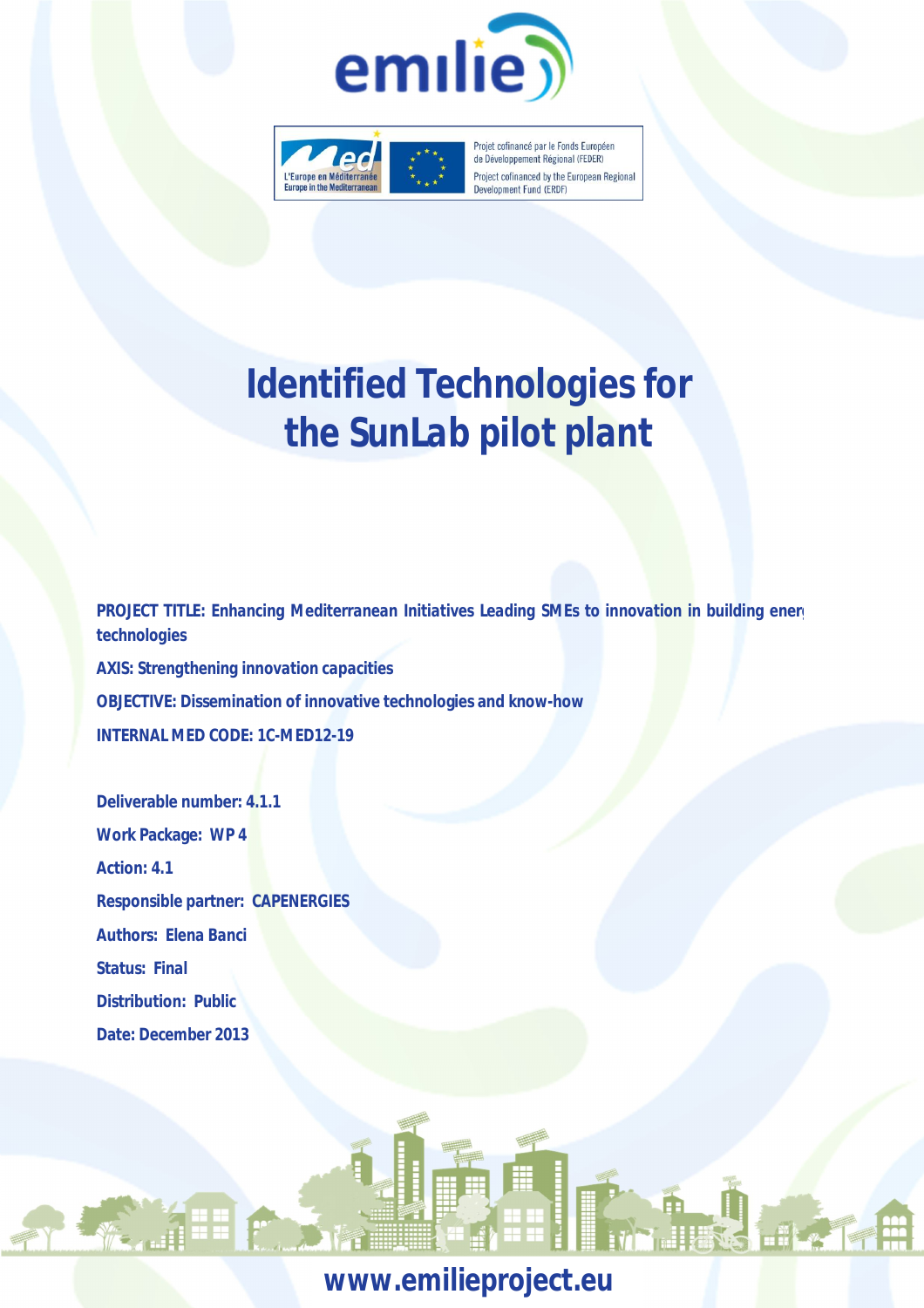emilie

Projet cofinancé par le Fonds Européen de Développement Régional (FEDER)

Project cofinanced by the European Regional Development Fund (ERDF)

# Identified Technologies for the SunLab pilot plant

**PROJECT TITLE: Enhancing Mediterranean Initiatives Leading SMEs to innovation in building energy technologies**

**AXIS: Strengthening innovation capacities**

**OBJECTIVE: Dissemination of innovative technologies and know-how**

**INTERNAL MED CODE: 1C-MED12-19**

**Deliverable number: 4.1.1**

**Work Package: WP 4**

**Action: 4.1**

**Responsible partner: CAPENERGIES**

**Authors: Elena Banci**

**Status: Final**

**Distribution: Public**

**Date: December 2013**

**www.emilieproject.eu**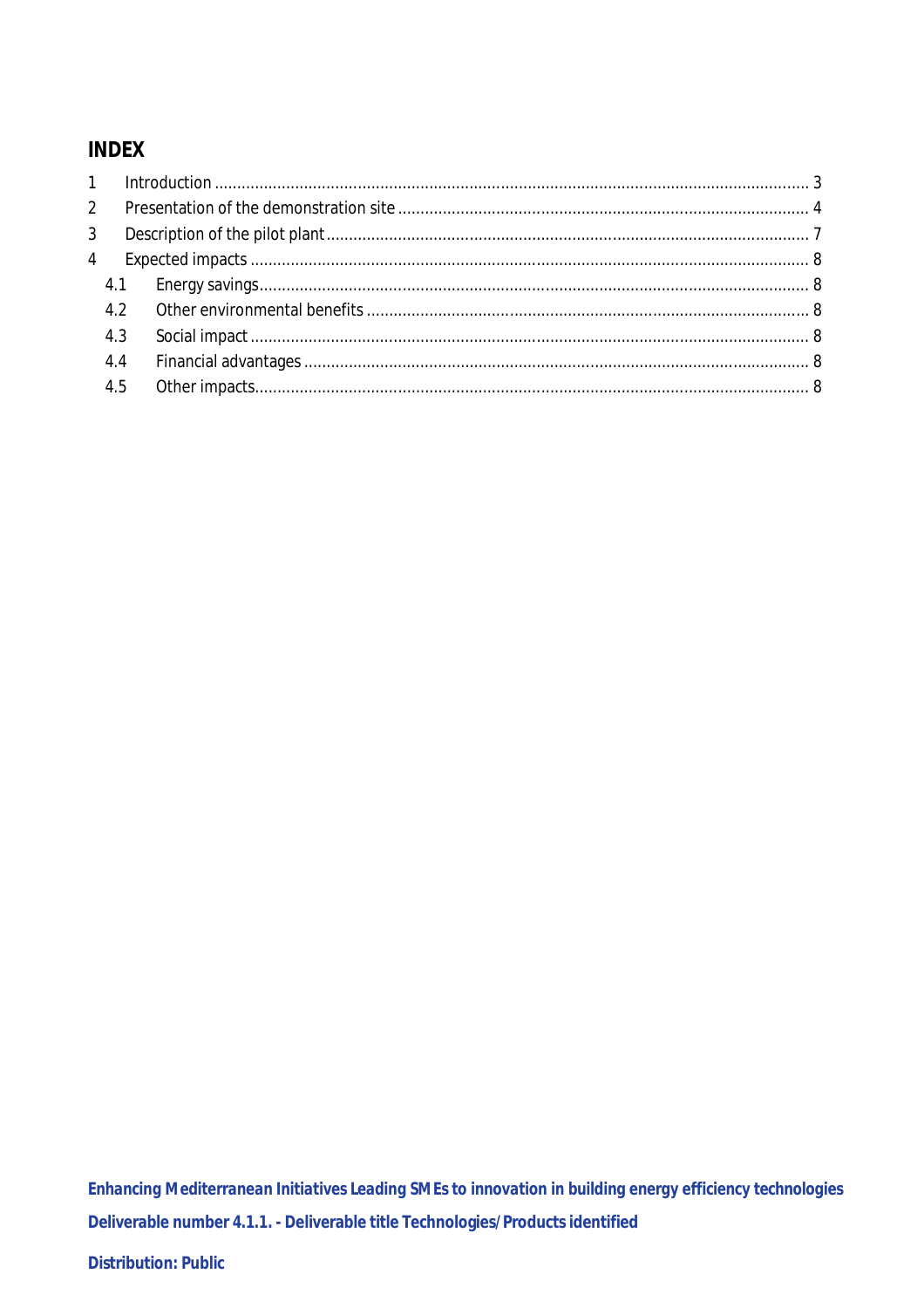# INDEX

1 Introduction ........................................................................................................ 3

2 Presentation of the demonstration site ............................................................... 4

3 Description of the pilot plant .............................................................................. 7

4 Expected impacts ................................................................................................ 8

  4.1 Energy savings ............................................................................................. 8

  4.2 Other environmental benefits ...................................................................... 8

  4.3 Social impact ................................................................................................ 8

  4.4 Financial advantages ................................................................................... 8

  4.5 Other impacts ............................................................................................... 8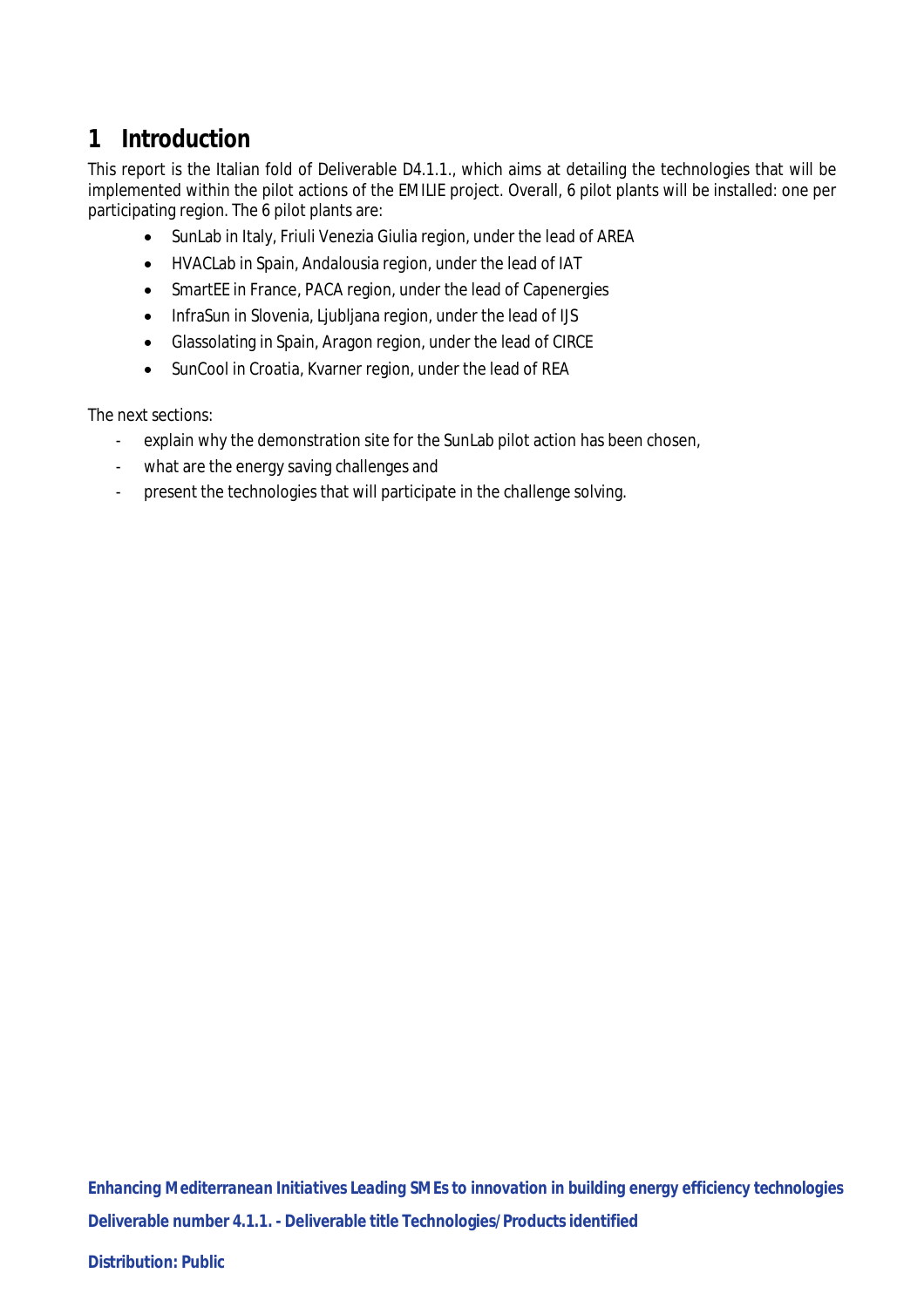# 1 Introduction

This report is the Italian fold of Deliverable D4.1.1., which aims at detailing the technologies that will be implemented within the pilot actions of the EMILIE project. Overall, 6 pilot plants will be installed: one per participating region. The 6 pilot plants are:

- SunLab in Italy, Friuli Venezia Giulia region, under the lead of AREA
- HVACLab in Spain, Andalousia region, under the lead of IAT
- SmartEE in France, PACA region, under the lead of Capenergies
- InfraSun in Slovenia, Ljubljana region, under the lead of IJS
- Glassolating in Spain, Aragon region, under the lead of CIRCE
- SunCool in Croatia, Kvarner region, under the lead of REA

The next sections:

- explain why the demonstration site for the SunLab pilot action has been chosen,
- what are the energy saving challenges and
- present the technologies that will participate in the challenge solving.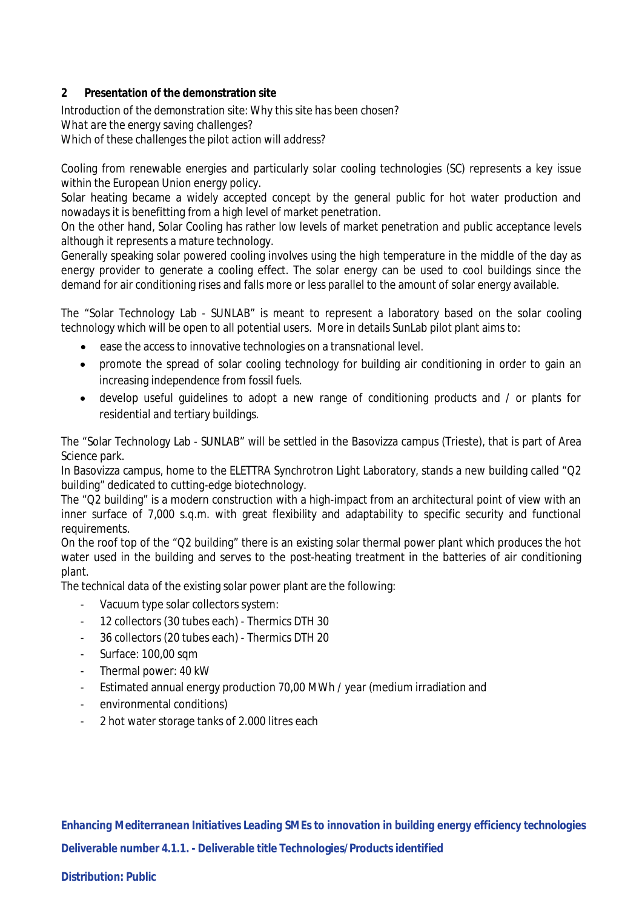## 2 Presentation of the demonstration site

*Introduction of the demonstration site: Why this site has been chosen?*
*What are the energy saving challenges?*
*Which of these challenges the pilot action will address?*

Cooling from renewable energies and particularly solar cooling technologies (SC) represents a key issue within the European Union energy policy.
Solar heating became a widely accepted concept by the general public for hot water production and nowadays it is benefitting from a high level of market penetration.
On the other hand, Solar Cooling has rather low levels of market penetration and public acceptance levels although it represents a mature technology.
Generally speaking solar powered cooling involves using the high temperature in the middle of the day as energy provider to generate a cooling effect. The solar energy can be used to cool buildings since the demand for air conditioning rises and falls more or less parallel to the amount of solar energy available.

The "Solar Technology Lab - SUNLAB" is meant to represent a laboratory based on the solar cooling technology which will be open to all potential users. More in details SunLab pilot plant aims to:

- ease the access to innovative technologies on a transnational level.
- promote the spread of solar cooling technology for building air conditioning in order to gain an increasing independence from fossil fuels.
- develop useful guidelines to adopt a new range of conditioning products and / or plants for residential and tertiary buildings.

The "Solar Technology Lab - SUNLAB" will be settled in the Basovizza campus (Trieste), that is part of Area Science park.
In Basovizza campus, home to the ELETTRA Synchrotron Light Laboratory, stands a new building called "Q2 building" dedicated to cutting-edge biotechnology.
The "Q2 building" is a modern construction with a high-impact from an architectural point of view with an inner surface of 7,000 s.q.m. with great flexibility and adaptability to specific security and functional requirements.
On the roof top of the "Q2 building" there is an existing solar thermal power plant which produces the hot water used in the building and serves to the post-heating treatment in the batteries of air conditioning plant.
The technical data of the existing solar power plant are the following:

- Vacuum type solar collectors system:
- 12 collectors (30 tubes each) - Thermics DTH 30
- 36 collectors (20 tubes each) - Thermics DTH 20
- Surface: 100,00 sqm
- Thermal power: 40 kW
- Estimated annual energy production 70,00 MWh / year (medium irradiation and
- environmental conditions)
- 2 hot water storage tanks of 2.000 litres each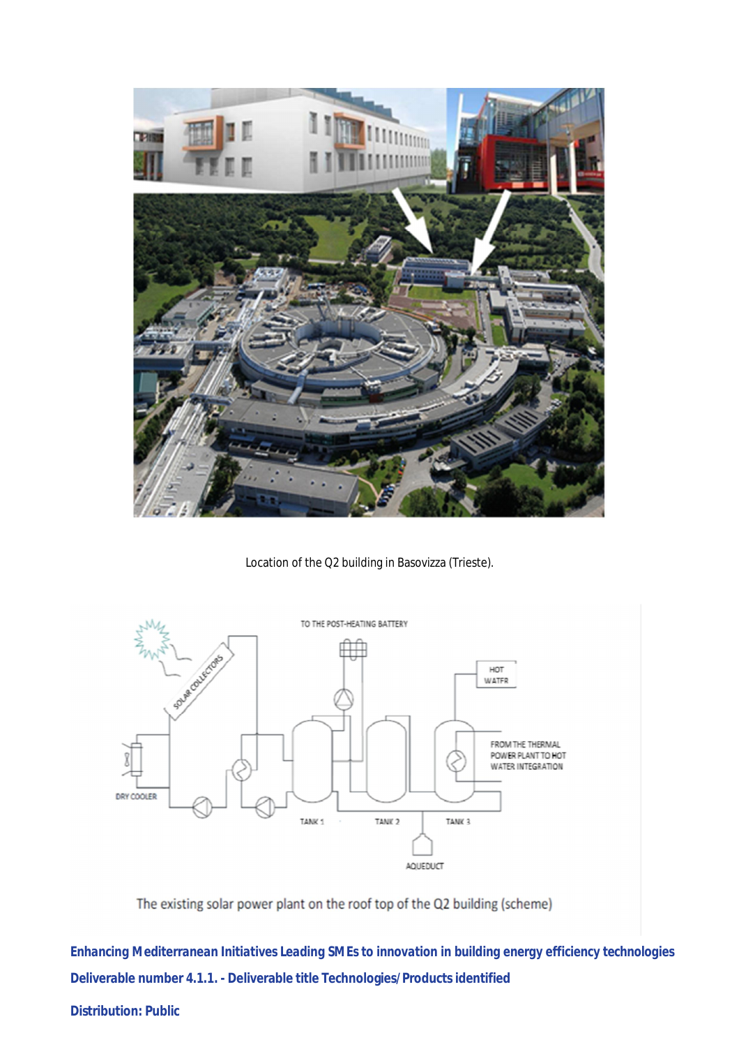Location of the Q2 building in Basovizza (Trieste).

The existing solar power plant on the roof top of the Q2 building (scheme)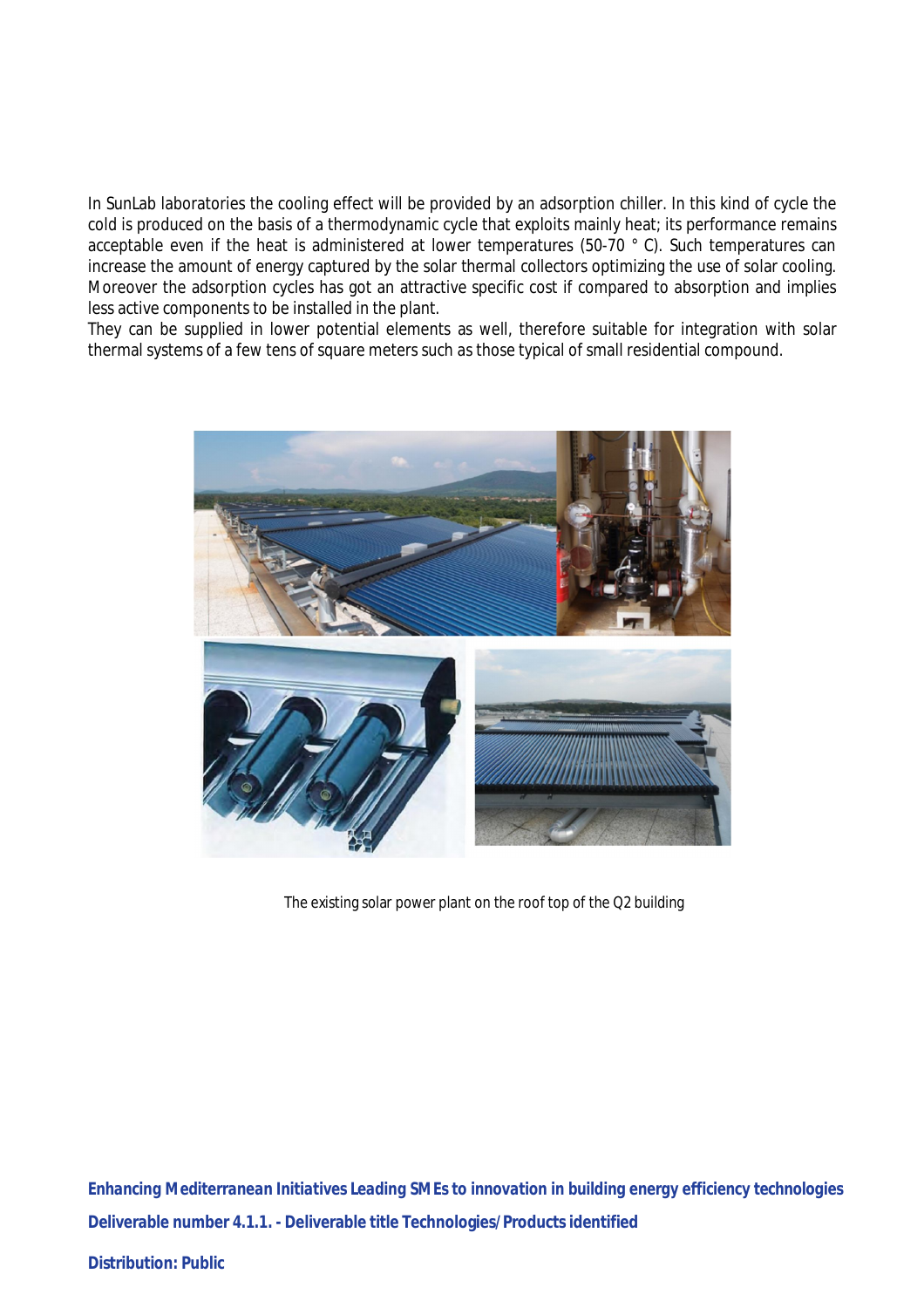In SunLab laboratraries the cooling effect will be provided by an adsorption chiller. In this kind of cycle the cold is produced on the basis of a thermodynamic cycle that exploits mainly heat; its performance remains acceptable even if the heat is administered at lower temperatures (50-70 ° C). Such temperatures can increase the amount of energy captured by the solar thermal collectors optimizing the use of solar cooling. Moreover the adsorption cycles has got an attractive specific cost if compared to absorption and implies less active components to be installed in the plant.
They can be supplied in lower potential elements as well, therefore suitable for integration with solar thermal systems of a few tens of square meters such as those typical of small residential compound.

The existing solar power plant on the roof top of the Q2 building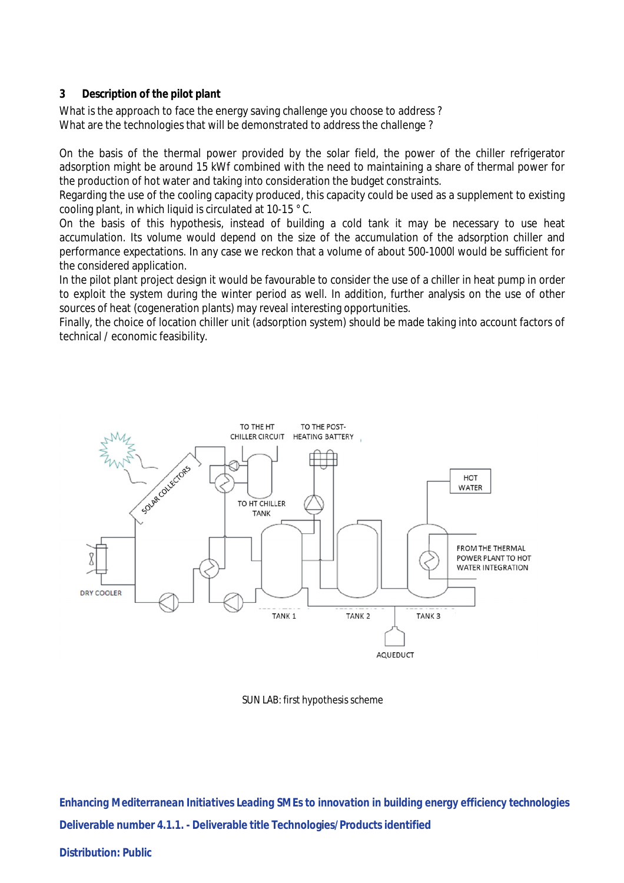## 3 Description of the pilot plant

What is the approach to face the energy saving challenge you choose to address ?
What are the technologies that will be demonstrated to address the challenge ?

On the basis of the thermal power provided by the solar field, the power of the chiller refrigerator adsorption might be around 15 kWf combined with the need to maintaining a share of thermal power for the production of hot water and taking into consideration the budget constraints.
Regarding the use of the cooling capacity produced, this capacity could be used as a supplement to existing cooling plant, in which liquid is circulated at 10-15 ° C.
On the basis of this hypothesis, instead of building a cold tank it may be necessary to use heat accumulation. Its volume would depend on the size of the accumulation of the adsorption chiller and performance expectations. In any case we reckon that a volume of about 500-1000l would be sufficient for the considered application.
In the pilot plant project design it would be favourable to consider the use of a chiller in heat pump in order to exploit the system during the winter period as well. In addition, further analysis on the use of other sources of heat (cogeneration plants) may reveal interesting opportunities.
Finally, the choice of location chiller unit (adsorption system) should be made taking into account factors of technical / economic feasibility.

TO THE HT CHILLER CIRCUIT — TO THE POST-HEATING BATTERY — SOLAR COLLECTORS — TO HT CHILLER TANK — HOT WATER — FROM THE THERMAL POWER PLANT TO HOT WATER INTEGRATION — DRY COOLER — TANK 1 — TANK 2 — TANK 3 — AQUEDUCT

SUN LAB: first hypothesis scheme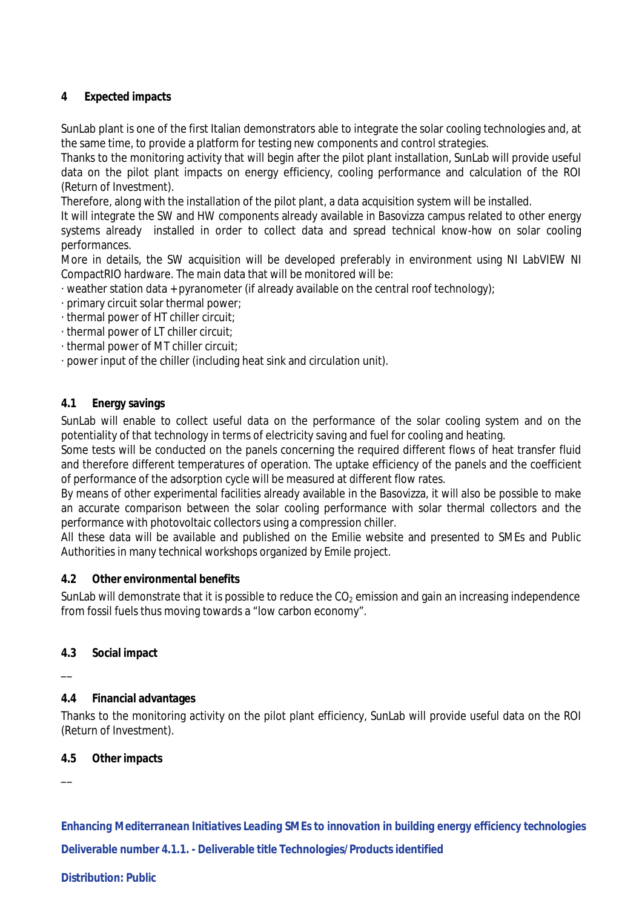## 4 Expected impacts

SunLab plant is one of the first Italian demonstrators able to integrate the solar cooling technologies and, at the same time, to provide a platform for testing new components and control strategies.

Thanks to the monitoring activity that will begin after the pilot plant installation, SunLab will provide useful data on the pilot plant impacts on energy efficiency, cooling performance and calculation of the ROI (Return of Investment).

Therefore, along with the installation of the pilot plant, a data acquisition system will be installed.

It will integrate the SW and HW components already available in Basovizza campus related to other energy systems already installed in order to collect data and spread technical know-how on solar cooling performances.

More in details, the SW acquisition will be developed preferably in environment using NI LabVIEW NI CompactRIO hardware. The main data that will be monitored will be:

· weather station data + pyranometer (if already available on the central roof technology);
· primary circuit solar thermal power;
· thermal power of HT chiller circuit;
· thermal power of LT chiller circuit;
· thermal power of MT chiller circuit;
· power input of the chiller (including heat sink and circulation unit).

### 4.1 Energy savings

SunLab will enable to collect useful data on the performance of the solar cooling system and on the potentiality of that technology in terms of electricity saving and fuel for cooling and heating.

Some tests will be conducted on the panels concerning the required different flows of heat transfer fluid and therefore different temperatures of operation. The uptake efficiency of the panels and the coefficient of performance of the adsorption cycle will be measured at different flow rates.

By means of other experimental facilities already available in the Basovizza, it will also be possible to make an accurate comparison between the solar cooling performance with solar thermal collectors and the performance with photovoltaic collectors using a compression chiller.

All these data will be available and published on the Emilie website and presented to SMEs and Public Authorities in many technical workshops organized by Emile project.

### 4.2 Other environmental benefits

SunLab will demonstrate that it is possible to reduce the $CO_2$ emission and gain an increasing independence from fossil fuels thus moving towards a "low carbon economy".

### 4.3 Social impact

__

### 4.4 Financial advantages

Thanks to the monitoring activity on the pilot plant efficiency, SunLab will provide useful data on the ROI (Return of Investment).

### 4.5 Other impacts

__